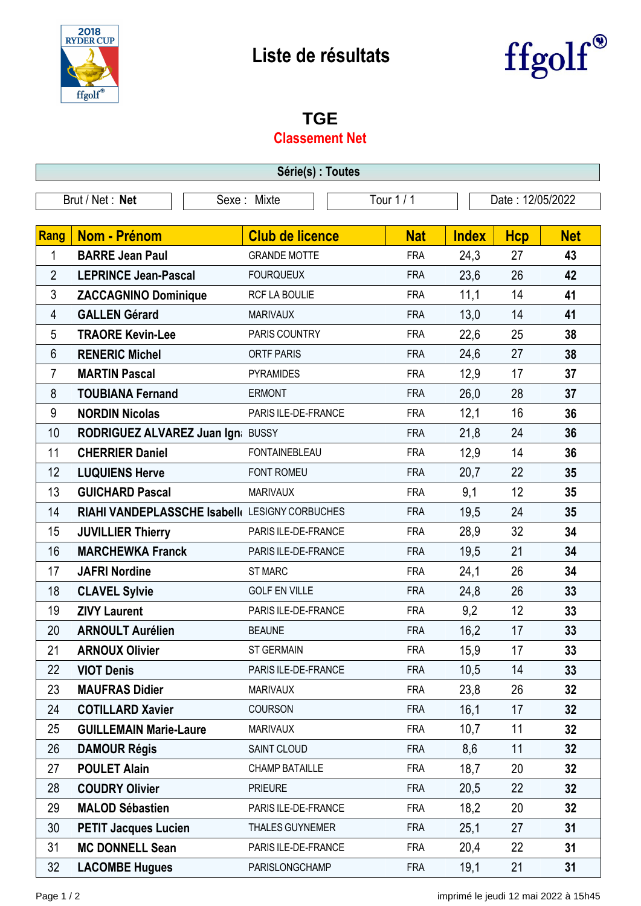# Liste de résultats

## TGE

### Classement Net

| Série(s) : Toutes | | | |
|---|---|---|---|
| Brut / Net : **Net** | Sexe : Mixte | Tour 1 / 1 | Date : 12/05/2022 |

| Rang | Nom - Prénom | Club de licence | Nat | Index | Hcp | Net |
|---|---|---|---|---|---|---|
| 1 | **BARRE Jean Paul** | GRANDE MOTTE | FRA | 24,3 | 27 | **43** |
| 2 | **LEPRINCE Jean-Pascal** | FOURQUEUX | FRA | 23,6 | 26 | **42** |
| 3 | **ZACCAGNINO Dominique** | RCF LA BOULIE | FRA | 11,1 | 14 | **41** |
| 4 | **GALLEN Gérard** | MARIVAUX | FRA | 13,0 | 14 | **41** |
| 5 | **TRAORE Kevin-Lee** | PARIS COUNTRY | FRA | 22,6 | 25 | **38** |
| 6 | **RENERIC Michel** | ORTF PARIS | FRA | 24,6 | 27 | **38** |
| 7 | **MARTIN Pascal** | PYRAMIDES | FRA | 12,9 | 17 | **37** |
| 8 | **TOUBIANA Fernand** | ERMONT | FRA | 26,0 | 28 | **37** |
| 9 | **NORDIN Nicolas** | PARIS ILE-DE-FRANCE | FRA | 12,1 | 16 | **36** |
| 10 | **RODRIGUEZ ALVAREZ Juan Igna** | BUSSY | FRA | 21,8 | 24 | **36** |
| 11 | **CHERRIER Daniel** | FONTAINEBLEAU | FRA | 12,9 | 14 | **36** |
| 12 | **LUQUIENS Herve** | FONT ROMEU | FRA | 20,7 | 22 | **35** |
| 13 | **GUICHARD Pascal** | MARIVAUX | FRA | 9,1 | 12 | **35** |
| 14 | **RIAHI VANDEPLASSCHE Isabelle** | LESIGNY CORBUCHES | FRA | 19,5 | 24 | **35** |
| 15 | **JUVILLIER Thierry** | PARIS ILE-DE-FRANCE | FRA | 28,9 | 32 | **34** |
| 16 | **MARCHEWKA Franck** | PARIS ILE-DE-FRANCE | FRA | 19,5 | 21 | **34** |
| 17 | **JAFRI Nordine** | ST MARC | FRA | 24,1 | 26 | **34** |
| 18 | **CLAVEL Sylvie** | GOLF EN VILLE | FRA | 24,8 | 26 | **33** |
| 19 | **ZIVY Laurent** | PARIS ILE-DE-FRANCE | FRA | 9,2 | 12 | **33** |
| 20 | **ARNOULT Aurélien** | BEAUNE | FRA | 16,2 | 17 | **33** |
| 21 | **ARNOUX Olivier** | ST GERMAIN | FRA | 15,9 | 17 | **33** |
| 22 | **VIOT Denis** | PARIS ILE-DE-FRANCE | FRA | 10,5 | 14 | **33** |
| 23 | **MAUFRAS Didier** | MARIVAUX | FRA | 23,8 | 26 | **32** |
| 24 | **COTILLARD Xavier** | COURSON | FRA | 16,1 | 17 | **32** |
| 25 | **GUILLEMAIN Marie-Laure** | MARIVAUX | FRA | 10,7 | 11 | **32** |
| 26 | **DAMOUR Régis** | SAINT CLOUD | FRA | 8,6 | 11 | **32** |
| 27 | **POULET Alain** | CHAMP BATAILLE | FRA | 18,7 | 20 | **32** |
| 28 | **COUDRY Olivier** | PRIEURE | FRA | 20,5 | 22 | **32** |
| 29 | **MALOD Sébastien** | PARIS ILE-DE-FRANCE | FRA | 18,2 | 20 | **32** |
| 30 | **PETIT Jacques Lucien** | THALES GUYNEMER | FRA | 25,1 | 27 | **31** |
| 31 | **MC DONNELL Sean** | PARIS ILE-DE-FRANCE | FRA | 20,4 | 22 | **31** |
| 32 | **LACOMBE Hugues** | PARISLONGCHAMP | FRA | 19,1 | 21 | **31** |

imprimé le jeudi 12 mai 2022 à 15h45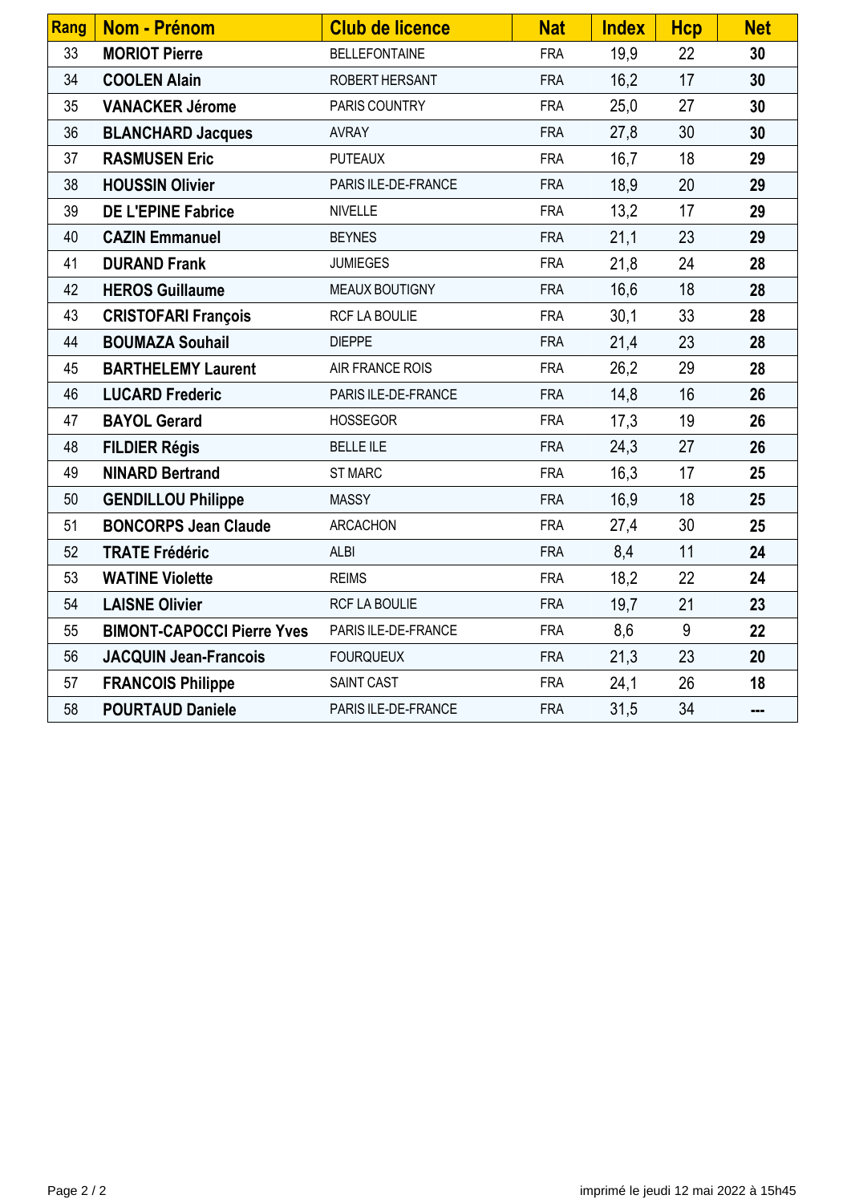| Rang | Nom - Prénom | Club de licence | Nat | Index | Hcp | Net |
|---|---|---|---|---|---|---|
| 33 | **MORIOT Pierre** | BELLEFONTAINE | FRA | 19,9 | 22 | **30** |
| 34 | **COOLEN Alain** | ROBERT HERSANT | FRA | 16,2 | 17 | **30** |
| 35 | **VANACKER Jérome** | PARIS COUNTRY | FRA | 25,0 | 27 | **30** |
| 36 | **BLANCHARD Jacques** | AVRAY | FRA | 27,8 | 30 | **30** |
| 37 | **RASMUSEN Eric** | PUTEAUX | FRA | 16,7 | 18 | **29** |
| 38 | **HOUSSIN Olivier** | PARIS ILE-DE-FRANCE | FRA | 18,9 | 20 | **29** |
| 39 | **DE L'EPINE Fabrice** | NIVELLE | FRA | 13,2 | 17 | **29** |
| 40 | **CAZIN Emmanuel** | BEYNES | FRA | 21,1 | 23 | **29** |
| 41 | **DURAND Frank** | JUMIEGES | FRA | 21,8 | 24 | **28** |
| 42 | **HEROS Guillaume** | MEAUX BOUTIGNY | FRA | 16,6 | 18 | **28** |
| 43 | **CRISTOFARI François** | RCF LA BOULIE | FRA | 30,1 | 33 | **28** |
| 44 | **BOUMAZA Souhail** | DIEPPE | FRA | 21,4 | 23 | **28** |
| 45 | **BARTHELEMY Laurent** | AIR FRANCE ROIS | FRA | 26,2 | 29 | **28** |
| 46 | **LUCARD Frederic** | PARIS ILE-DE-FRANCE | FRA | 14,8 | 16 | **26** |
| 47 | **BAYOL Gerard** | HOSSEGOR | FRA | 17,3 | 19 | **26** |
| 48 | **FILDIER Régis** | BELLE ILE | FRA | 24,3 | 27 | **26** |
| 49 | **NINARD Bertrand** | ST MARC | FRA | 16,3 | 17 | **25** |
| 50 | **GENDILLOU Philippe** | MASSY | FRA | 16,9 | 18 | **25** |
| 51 | **BONCORPS Jean Claude** | ARCACHON | FRA | 27,4 | 30 | **25** |
| 52 | **TRATE Frédéric** | ALBI | FRA | 8,4 | 11 | **24** |
| 53 | **WATINE Violette** | REIMS | FRA | 18,2 | 22 | **24** |
| 54 | **LAISNE Olivier** | RCF LA BOULIE | FRA | 19,7 | 21 | **23** |
| 55 | **BIMONT-CAPOCCI Pierre Yves** | PARIS ILE-DE-FRANCE | FRA | 8,6 | 9 | **22** |
| 56 | **JACQUIN Jean-Francois** | FOURQUEUX | FRA | 21,3 | 23 | **20** |
| 57 | **FRANCOIS Philippe** | SAINT CAST | FRA | 24,1 | 26 | **18** |
| 58 | **POURTAUD Daniele** | PARIS ILE-DE-FRANCE | FRA | 31,5 | 34 | **---** |

imprimé le jeudi 12 mai 2022 à 15h45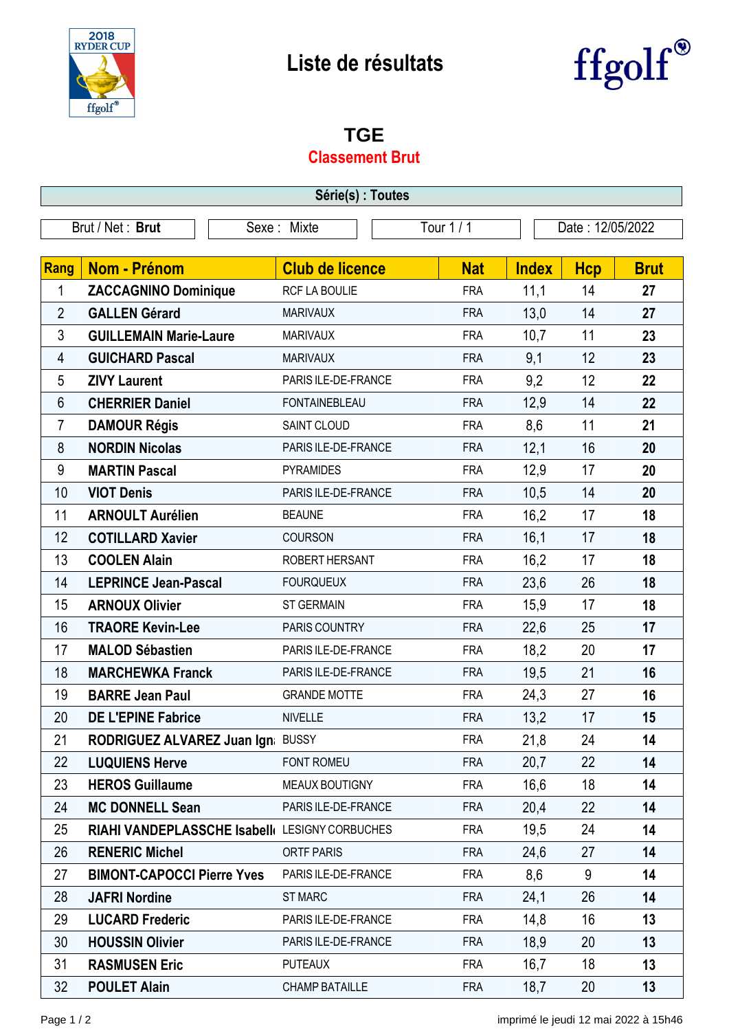# Liste de résultats

## TGE

### Classement Brut

| Série(s) : Toutes | | | |
|---|---|---|---|
| Brut / Net : **Brut** | Sexe : Mixte | Tour 1 / 1 | Date : 12/05/2022 |

| Rang | Nom - Prénom | Club de licence | Nat | Index | Hcp | Brut |
|---|---|---|---|---|---|---|
| 1 | **ZACCAGNINO Dominique** | RCF LA BOULIE | FRA | 11,1 | 14 | **27** |
| 2 | **GALLEN Gérard** | MARIVAUX | FRA | 13,0 | 14 | **27** |
| 3 | **GUILLEMAIN Marie-Laure** | MARIVAUX | FRA | 10,7 | 11 | **23** |
| 4 | **GUICHARD Pascal** | MARIVAUX | FRA | 9,1 | 12 | **23** |
| 5 | **ZIVY Laurent** | PARIS ILE-DE-FRANCE | FRA | 9,2 | 12 | **22** |
| 6 | **CHERRIER Daniel** | FONTAINEBLEAU | FRA | 12,9 | 14 | **22** |
| 7 | **DAMOUR Régis** | SAINT CLOUD | FRA | 8,6 | 11 | **21** |
| 8 | **NORDIN Nicolas** | PARIS ILE-DE-FRANCE | FRA | 12,1 | 16 | **20** |
| 9 | **MARTIN Pascal** | PYRAMIDES | FRA | 12,9 | 17 | **20** |
| 10 | **VIOT Denis** | PARIS ILE-DE-FRANCE | FRA | 10,5 | 14 | **20** |
| 11 | **ARNOULT Aurélien** | BEAUNE | FRA | 16,2 | 17 | **18** |
| 12 | **COTILLARD Xavier** | COURSON | FRA | 16,1 | 17 | **18** |
| 13 | **COOLEN Alain** | ROBERT HERSANT | FRA | 16,2 | 17 | **18** |
| 14 | **LEPRINCE Jean-Pascal** | FOURQUEUX | FRA | 23,6 | 26 | **18** |
| 15 | **ARNOUX Olivier** | ST GERMAIN | FRA | 15,9 | 17 | **18** |
| 16 | **TRAORE Kevin-Lee** | PARIS COUNTRY | FRA | 22,6 | 25 | **17** |
| 17 | **MALOD Sébastien** | PARIS ILE-DE-FRANCE | FRA | 18,2 | 20 | **17** |
| 18 | **MARCHEWKA Franck** | PARIS ILE-DE-FRANCE | FRA | 19,5 | 21 | **16** |
| 19 | **BARRE Jean Paul** | GRANDE MOTTE | FRA | 24,3 | 27 | **16** |
| 20 | **DE L'EPINE Fabrice** | NIVELLE | FRA | 13,2 | 17 | **15** |
| 21 | **RODRIGUEZ ALVAREZ Juan Igna** | BUSSY | FRA | 21,8 | 24 | **14** |
| 22 | **LUQUIENS Herve** | FONT ROMEU | FRA | 20,7 | 22 | **14** |
| 23 | **HEROS Guillaume** | MEAUX BOUTIGNY | FRA | 16,6 | 18 | **14** |
| 24 | **MC DONNELL Sean** | PARIS ILE-DE-FRANCE | FRA | 20,4 | 22 | **14** |
| 25 | **RIAHI VANDEPLASSCHE Isabelle** | LESIGNY CORBUCHES | FRA | 19,5 | 24 | **14** |
| 26 | **RENERIC Michel** | ORTF PARIS | FRA | 24,6 | 27 | **14** |
| 27 | **BIMONT-CAPOCCI Pierre Yves** | PARIS ILE-DE-FRANCE | FRA | 8,6 | 9 | **14** |
| 28 | **JAFRI Nordine** | ST MARC | FRA | 24,1 | 26 | **14** |
| 29 | **LUCARD Frederic** | PARIS ILE-DE-FRANCE | FRA | 14,8 | 16 | **13** |
| 30 | **HOUSSIN Olivier** | PARIS ILE-DE-FRANCE | FRA | 18,9 | 20 | **13** |
| 31 | **RASMUSEN Eric** | PUTEAUX | FRA | 16,7 | 18 | **13** |
| 32 | **POULET Alain** | CHAMP BATAILLE | FRA | 18,7 | 20 | **13** |

imprimé le jeudi 12 mai 2022 à 15h46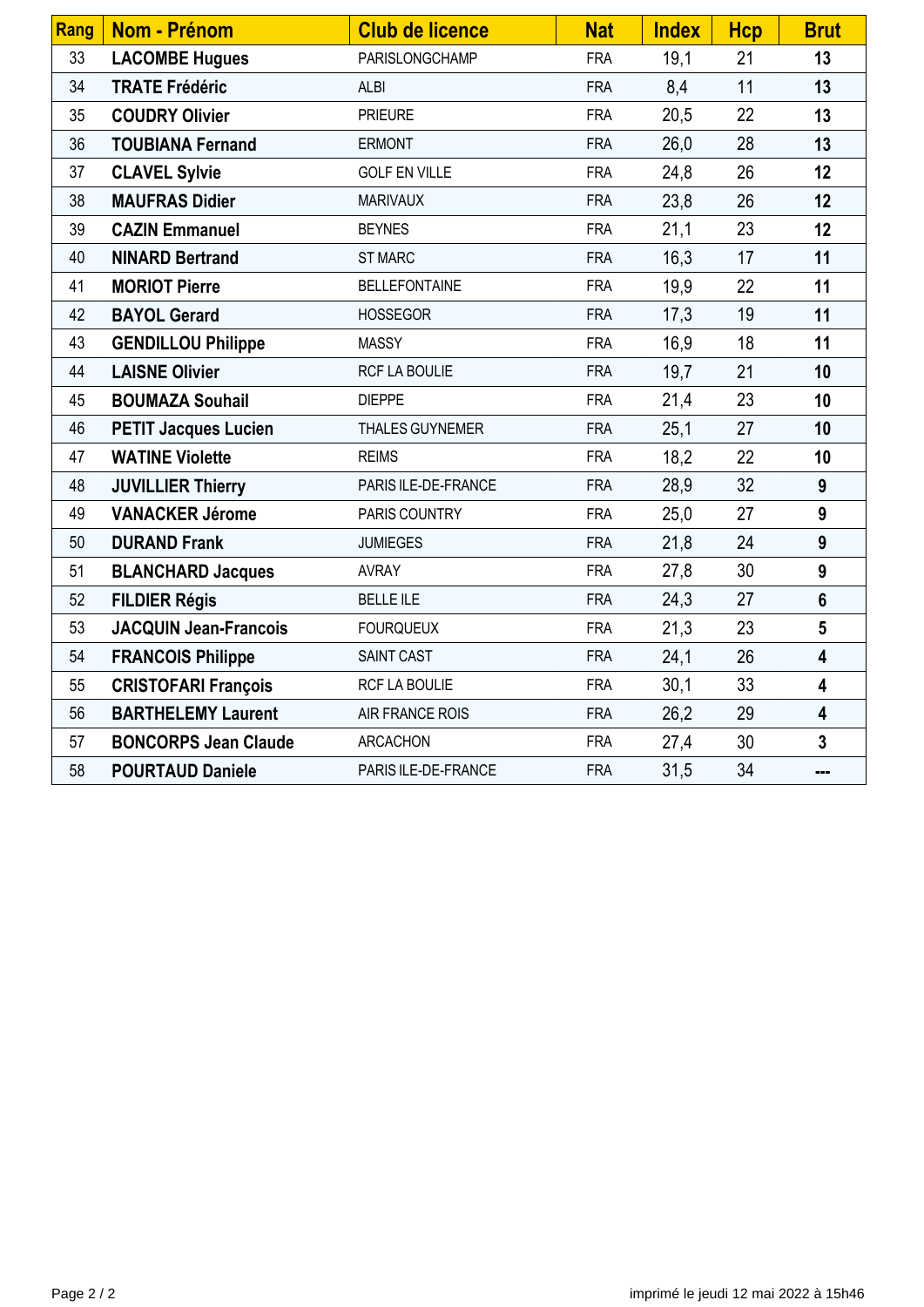| Rang | Nom - Prénom | Club de licence | Nat | Index | Hcp | Brut |
|---|---|---|---|---|---|---|
| 33 | **LACOMBE Hugues** | PARISLONGCHAMP | FRA | 19,1 | 21 | **13** |
| 34 | **TRATE Frédéric** | ALBI | FRA | 8,4 | 11 | **13** |
| 35 | **COUDRY Olivier** | PRIEURE | FRA | 20,5 | 22 | **13** |
| 36 | **TOUBIANA Fernand** | ERMONT | FRA | 26,0 | 28 | **13** |
| 37 | **CLAVEL Sylvie** | GOLF EN VILLE | FRA | 24,8 | 26 | **12** |
| 38 | **MAUFRAS Didier** | MARIVAUX | FRA | 23,8 | 26 | **12** |
| 39 | **CAZIN Emmanuel** | BEYNES | FRA | 21,1 | 23 | **12** |
| 40 | **NINARD Bertrand** | ST MARC | FRA | 16,3 | 17 | **11** |
| 41 | **MORIOT Pierre** | BELLEFONTAINE | FRA | 19,9 | 22 | **11** |
| 42 | **BAYOL Gerard** | HOSSEGOR | FRA | 17,3 | 19 | **11** |
| 43 | **GENDILLOU Philippe** | MASSY | FRA | 16,9 | 18 | **11** |
| 44 | **LAISNE Olivier** | RCF LA BOULIE | FRA | 19,7 | 21 | **10** |
| 45 | **BOUMAZA Souhail** | DIEPPE | FRA | 21,4 | 23 | **10** |
| 46 | **PETIT Jacques Lucien** | THALES GUYNEMER | FRA | 25,1 | 27 | **10** |
| 47 | **WATINE Violette** | REIMS | FRA | 18,2 | 22 | **10** |
| 48 | **JUVILLIER Thierry** | PARIS ILE-DE-FRANCE | FRA | 28,9 | 32 | **9** |
| 49 | **VANACKER Jérome** | PARIS COUNTRY | FRA | 25,0 | 27 | **9** |
| 50 | **DURAND Frank** | JUMIEGES | FRA | 21,8 | 24 | **9** |
| 51 | **BLANCHARD Jacques** | AVRAY | FRA | 27,8 | 30 | **9** |
| 52 | **FILDIER Régis** | BELLE ILE | FRA | 24,3 | 27 | **6** |
| 53 | **JACQUIN Jean-Francois** | FOURQUEUX | FRA | 21,3 | 23 | **5** |
| 54 | **FRANCOIS Philippe** | SAINT CAST | FRA | 24,1 | 26 | **4** |
| 55 | **CRISTOFARI François** | RCF LA BOULIE | FRA | 30,1 | 33 | **4** |
| 56 | **BARTHELEMY Laurent** | AIR FRANCE ROIS | FRA | 26,2 | 29 | **4** |
| 57 | **BONCORPS Jean Claude** | ARCACHON | FRA | 27,4 | 30 | **3** |
| 58 | **POURTAUD Daniele** | PARIS ILE-DE-FRANCE | FRA | 31,5 | 34 | **---** |

imprimé le jeudi 12 mai 2022 à 15h46